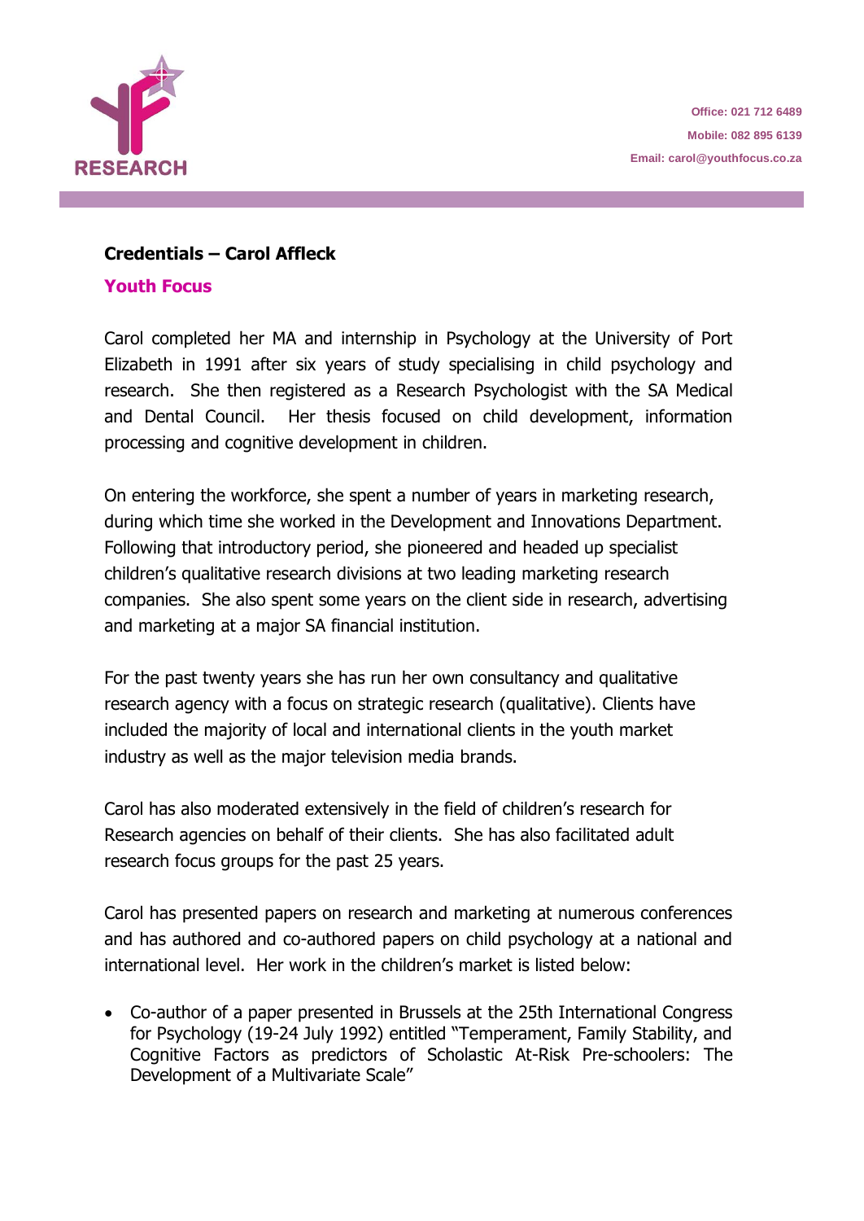RESEARCH

Office: 021 712 6489
Mobile: 082 895 6139
Email: carol@youthfocus.co.za

**Credentials – Carol Affleck**

**Youth Focus**

Carol completed her MA and internship in Psychology at the University of Port Elizabeth in 1991 after six years of study specialising in child psychology and research. She then registered as a Research Psychologist with the SA Medical and Dental Council. Her thesis focused on child development, information processing and cognitive development in children.

On entering the workforce, she spent a number of years in marketing research, during which time she worked in the Development and Innovations Department. Following that introductory period, she pioneered and headed up specialist children's qualitative research divisions at two leading marketing research companies. She also spent some years on the client side in research, advertising and marketing at a major SA financial institution.

For the past twenty years she has run her own consultancy and qualitative research agency with a focus on strategic research (qualitative). Clients have included the majority of local and international clients in the youth market industry as well as the major television media brands.

Carol has also moderated extensively in the field of children's research for Research agencies on behalf of their clients. She has also facilitated adult research focus groups for the past 25 years.

Carol has presented papers on research and marketing at numerous conferences and has authored and co-authored papers on child psychology at a national and international level. Her work in the children's market is listed below:

- Co-author of a paper presented in Brussels at the 25th International Congress for Psychology (19-24 July 1992) entitled "Temperament, Family Stability, and Cognitive Factors as predictors of Scholastic At-Risk Pre-schoolers: The Development of a Multivariate Scale"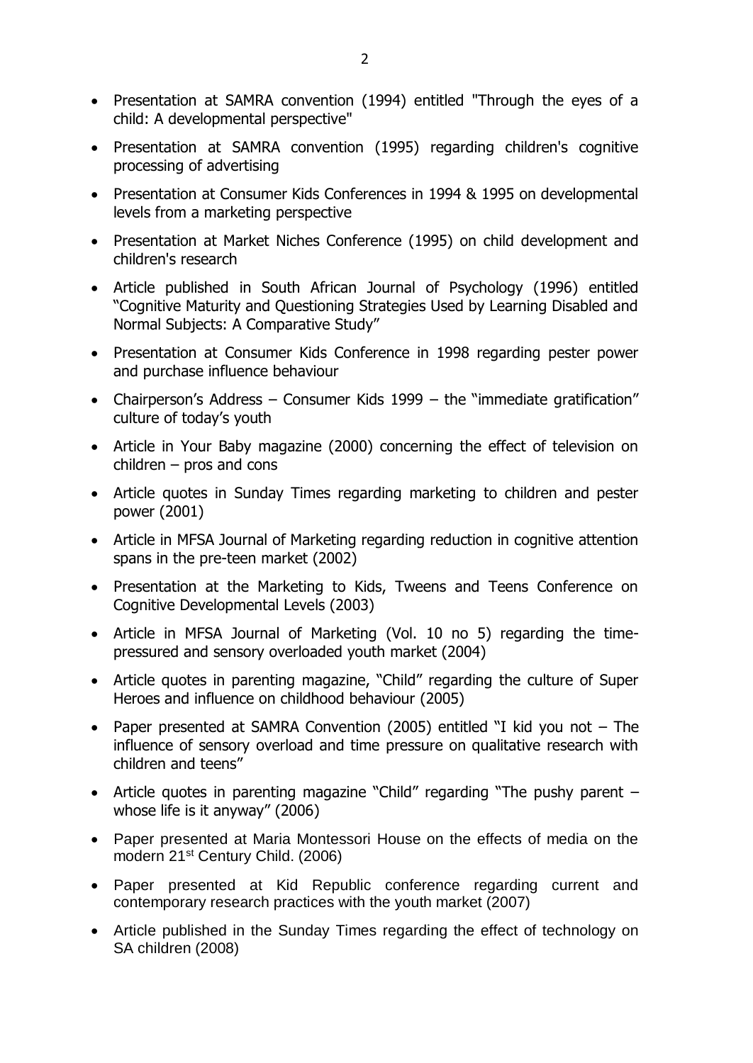- Presentation at SAMRA convention (1994) entitled "Through the eyes of a child: A developmental perspective"
- Presentation at SAMRA convention (1995) regarding children's cognitive processing of advertising
- Presentation at Consumer Kids Conferences in 1994 & 1995 on developmental levels from a marketing perspective
- Presentation at Market Niches Conference (1995) on child development and children's research
- Article published in South African Journal of Psychology (1996) entitled "Cognitive Maturity and Questioning Strategies Used by Learning Disabled and Normal Subjects: A Comparative Study"
- Presentation at Consumer Kids Conference in 1998 regarding pester power and purchase influence behaviour
- Chairperson's Address – Consumer Kids 1999 – the "immediate gratification" culture of today's youth
- Article in Your Baby magazine (2000) concerning the effect of television on children – pros and cons
- Article quotes in Sunday Times regarding marketing to children and pester power (2001)
- Article in MFSA Journal of Marketing regarding reduction in cognitive attention spans in the pre-teen market (2002)
- Presentation at the Marketing to Kids, Tweens and Teens Conference on Cognitive Developmental Levels (2003)
- Article in MFSA Journal of Marketing (Vol. 10 no 5) regarding the time-pressured and sensory overloaded youth market (2004)
- Article quotes in parenting magazine, "Child" regarding the culture of Super Heroes and influence on childhood behaviour (2005)
- Paper presented at SAMRA Convention (2005) entitled "I kid you not – The influence of sensory overload and time pressure on qualitative research with children and teens"
- Article quotes in parenting magazine "Child" regarding "The pushy parent – whose life is it anyway" (2006)
- Paper presented at Maria Montessori House on the effects of media on the modern 21st Century Child. (2006)
- Paper presented at Kid Republic conference regarding current and contemporary research practices with the youth market (2007)
- Article published in the Sunday Times regarding the effect of technology on SA children (2008)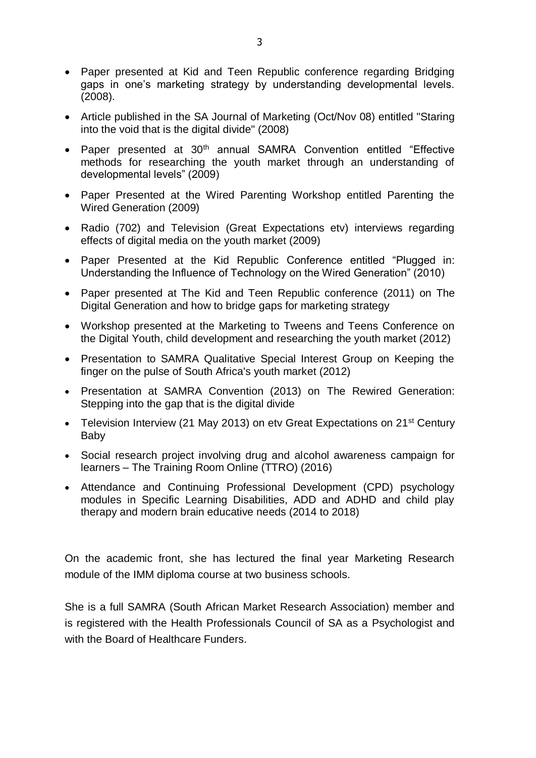- Paper presented at Kid and Teen Republic conference regarding Bridging gaps in one's marketing strategy by understanding developmental levels. (2008).
- Article published in the SA Journal of Marketing (Oct/Nov 08) entitled "Staring into the void that is the digital divide" (2008)
- Paper presented at 30th annual SAMRA Convention entitled "Effective methods for researching the youth market through an understanding of developmental levels" (2009)
- Paper Presented at the Wired Parenting Workshop entitled Parenting the Wired Generation (2009)
- Radio (702) and Television (Great Expectations etv) interviews regarding effects of digital media on the youth market (2009)
- Paper Presented at the Kid Republic Conference entitled "Plugged in: Understanding the Influence of Technology on the Wired Generation" (2010)
- Paper presented at The Kid and Teen Republic conference (2011) on The Digital Generation and how to bridge gaps for marketing strategy
- Workshop presented at the Marketing to Tweens and Teens Conference on the Digital Youth, child development and researching the youth market (2012)
- Presentation to SAMRA Qualitative Special Interest Group on Keeping the finger on the pulse of South Africa's youth market (2012)
- Presentation at SAMRA Convention (2013) on The Rewired Generation: Stepping into the gap that is the digital divide
- Television Interview (21 May 2013) on etv Great Expectations on 21st Century Baby
- Social research project involving drug and alcohol awareness campaign for learners – The Training Room Online (TTRO) (2016)
- Attendance and Continuing Professional Development (CPD) psychology modules in Specific Learning Disabilities, ADD and ADHD and child play therapy and modern brain educative needs (2014 to 2018)

On the academic front, she has lectured the final year Marketing Research module of the IMM diploma course at two business schools.

She is a full SAMRA (South African Market Research Association) member and is registered with the Health Professionals Council of SA as a Psychologist and with the Board of Healthcare Funders.